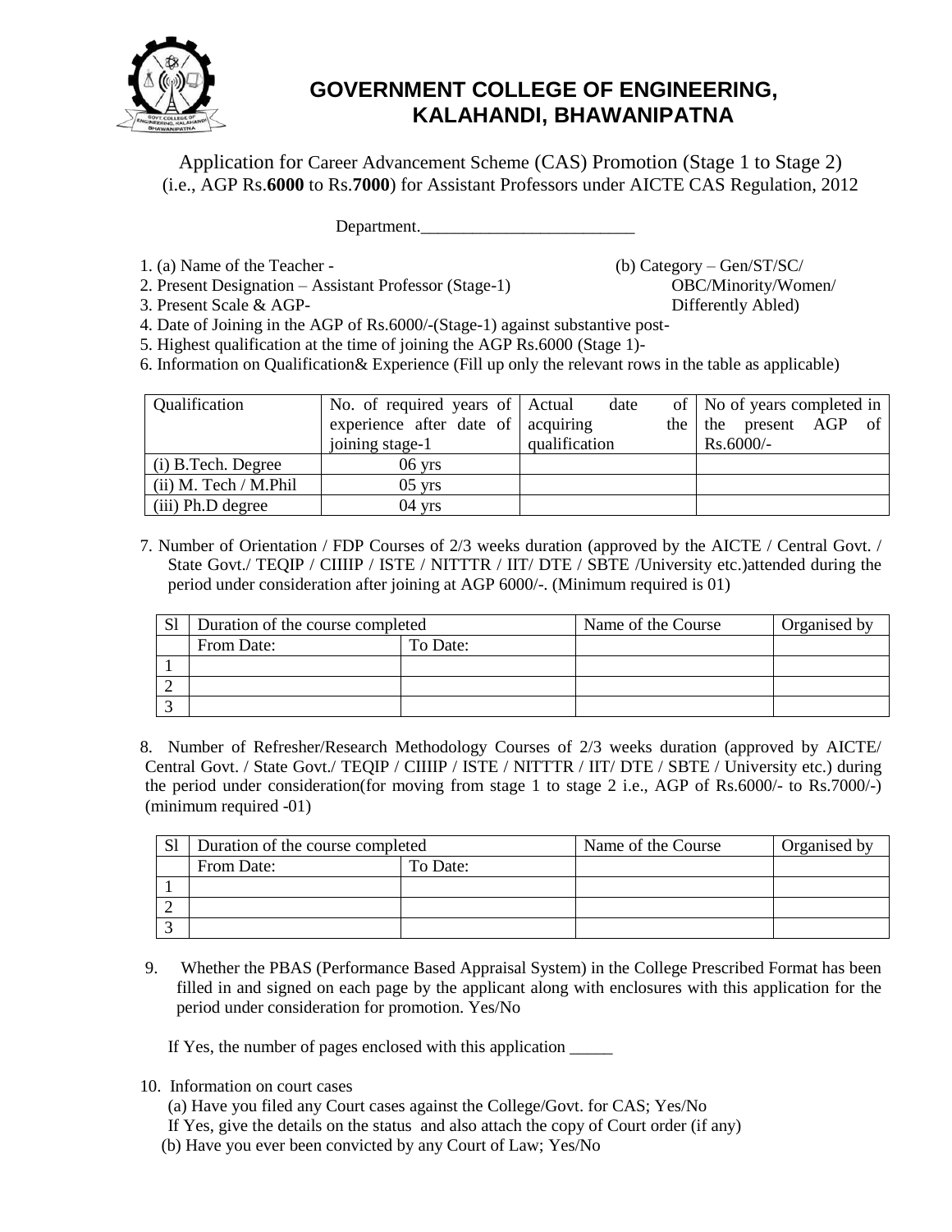# GOVERNMENT COLLEGE OF ENGINEERING, KALAHANDI, BHAWANIPATNA

Application for Career Advancement Scheme (CAS) Promotion (Stage 1 to Stage 2) (i.e., AGP Rs.**6000** to Rs.**7000**) for Assistant Professors under AICTE CAS Regulation, 2012

Department.________________________

1. (a) Name of the Teacher -

   (b) Category – Gen/ST/SC/OBC/Minority/Women/Differently Abled)
2. Present Designation – Assistant Professor (Stage-1)
3. Present Scale & AGP-
4. Date of Joining in the AGP of Rs.6000/-(Stage-1) against substantive post-
5. Highest qualification at the time of joining the AGP Rs.6000 (Stage 1)-
6. Information on Qualification& Experience (Fill up only the relevant rows in the table as applicable)

| Qualification | No. of required years of experience after date of joining stage-1 | Actual date of acquiring the qualification | No of years completed in the present AGP of Rs.6000/- |
|---|---|---|---|
| (i) B.Tech. Degree | 06 yrs | | |
| (ii) M. Tech / M.Phil | 05 yrs | | |
| (iii) Ph.D degree | 04 yrs | | |

7. Number of Orientation / FDP Courses of 2/3 weeks duration (approved by the AICTE / Central Govt. / State Govt./ TEQIP / CIIIIP / ISTE / NITTTR / IIT/ DTE / SBTE /University etc.)attended during the period under consideration after joining at AGP 6000/-. (Minimum required is 01)

| Sl | Duration of the course completed | | Name of the Course | Organised by |
|---|---|---|---|---|
| | From Date: | To Date: | | |
| 1 | | | | |
| 2 | | | | |
| 3 | | | | |

8. Number of Refresher/Research Methodology Courses of 2/3 weeks duration (approved by AICTE/ Central Govt. / State Govt./ TEQIP / CIIIIP / ISTE / NITTTR / IIT/ DTE / SBTE / University etc.) during the period under consideration(for moving from stage 1 to stage 2 i.e., AGP of Rs.6000/- to Rs.7000/-) (minimum required -01)

| Sl | Duration of the course completed | | Name of the Course | Organised by |
|---|---|---|---|---|
| | From Date: | To Date: | | |
| 1 | | | | |
| 2 | | | | |
| 3 | | | | |

9. Whether the PBAS (Performance Based Appraisal System) in the College Prescribed Format has been filled in and signed on each page by the applicant along with enclosures with this application for the period under consideration for promotion. Yes/No

   If Yes, the number of pages enclosed with this application _____

10. Information on court cases

    (a) Have you filed any Court cases against the College/Govt. for CAS; Yes/No

    If Yes, give the details on the status and also attach the copy of Court order (if any)

    (b) Have you ever been convicted by any Court of Law; Yes/No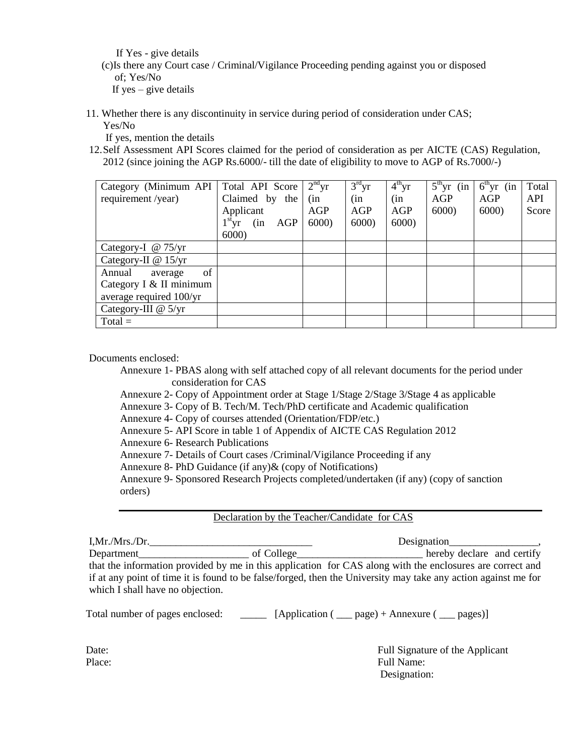If Yes - give details

(c)Is there any Court case / Criminal/Vigilance Proceeding pending against you or disposed of; Yes/No

If yes – give details

11. Whether there is any discontinuity in service during period of consideration under CAS; Yes/No

    If yes, mention the details

12. Self Assessment API Scores claimed for the period of consideration as per AICTE (CAS) Regulation, 2012 (since joining the AGP Rs.6000/- till the date of eligibility to move to AGP of Rs.7000/-)

| Category (Minimum API requirement /year) | Total API Score Claimed by the Applicant 1st yr (in AGP 6000) | 2nd yr (in AGP 6000) | 3rd yr (in AGP 6000) | 4th yr (in AGP 6000) | 5th yr (in AGP 6000) | 6th yr (in AGP 6000) | Total API Score |
|---|---|---|---|---|---|---|---|
| Category-I @ 75/yr | | | | | | | |
| Category-II @ 15/yr | | | | | | | |
| Annual average of Category I & II minimum average required 100/yr | | | | | | | |
| Category-III @ 5/yr | | | | | | | |
| Total = | | | | | | | |

Documents enclosed:

Annexure 1- PBAS along with self attached copy of all relevant documents for the period under consideration for CAS
Annexure 2- Copy of Appointment order at Stage 1/Stage 2/Stage 3/Stage 4 as applicable
Annexure 3- Copy of B. Tech/M. Tech/PhD certificate and Academic qualification
Annexure 4- Copy of courses attended (Orientation/FDP/etc.)
Annexure 5- API Score in table 1 of Appendix of AICTE CAS Regulation 2012
Annexure 6- Research Publications
Annexure 7- Details of Court cases /Criminal/Vigilance Proceeding if any
Annexure 8- PhD Guidance (if any)& (copy of Notifications)
Annexure 9- Sponsored Research Projects completed/undertaken (if any) (copy of sanction orders)

---

Declaration by the Teacher/Candidate for CAS

I,Mr./Mrs./Dr.________________________________ Designation_________________, Department_____________________ of College________________________ hereby declare and certify that the information provided by me in this application for CAS along with the enclosures are correct and if at any point of time it is found to be false/forged, then the University may take any action against me for which I shall have no objection.

Total number of pages enclosed: _____ [Application ( ___ page) + Annexure ( ___ pages)]

Date:
Place:

Full Signature of the Applicant
Full Name:
Designation: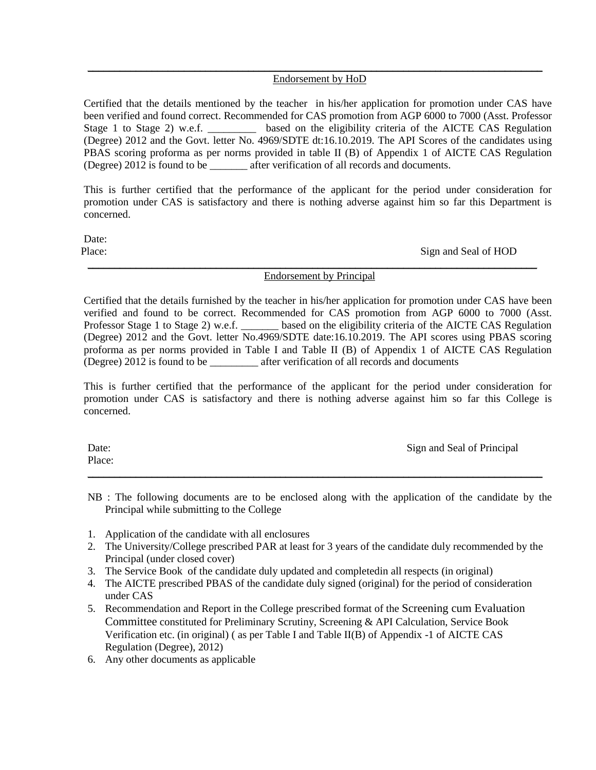---

Endorsement by HoD

Certified that the details mentioned by the teacher in his/her application for promotion under CAS have been verified and found correct. Recommended for CAS promotion from AGP 6000 to 7000 (Asst. Professor Stage 1 to Stage 2) w.e.f. _________ based on the eligibility criteria of the AICTE CAS Regulation (Degree) 2012 and the Govt. letter No. 4969/SDTE dt:16.10.2019. The API Scores of the candidates using PBAS scoring proforma as per norms provided in table II (B) of Appendix 1 of AICTE CAS Regulation (Degree) 2012 is found to be _______ after verification of all records and documents.

This is further certified that the performance of the applicant for the period under consideration for promotion under CAS is satisfactory and there is nothing adverse against him so far this Department is concerned.

Date:
Place:

Sign and Seal of HOD

---

Endorsement by Principal

Certified that the details furnished by the teacher in his/her application for promotion under CAS have been verified and found to be correct. Recommended for CAS promotion from AGP 6000 to 7000 (Asst. Professor Stage 1 to Stage 2) w.e.f. _______ based on the eligibility criteria of the AICTE CAS Regulation (Degree) 2012 and the Govt. letter No.4969/SDTE date:16.10.2019. The API scores using PBAS scoring proforma as per norms provided in Table I and Table II (B) of Appendix 1 of AICTE CAS Regulation (Degree) 2012 is found to be _________ after verification of all records and documents

This is further certified that the performance of the applicant for the period under consideration for promotion under CAS is satisfactory and there is nothing adverse against him so far this College is concerned.

Date:
Place:

Sign and Seal of Principal

---

NB : The following documents are to be enclosed along with the application of the candidate by the Principal while submitting to the College

1. Application of the candidate with all enclosures
2. The University/College prescribed PAR at least for 3 years of the candidate duly recommended by the Principal (under closed cover)
3. The Service Book of the candidate duly updated and completedin all respects (in original)
4. The AICTE prescribed PBAS of the candidate duly signed (original) for the period of consideration under CAS
5. Recommendation and Report in the College prescribed format of the Screening cum Evaluation Committee constituted for Preliminary Scrutiny, Screening & API Calculation, Service Book Verification etc. (in original) ( as per Table I and Table II(B) of Appendix -1 of AICTE CAS Regulation (Degree), 2012)
6. Any other documents as applicable